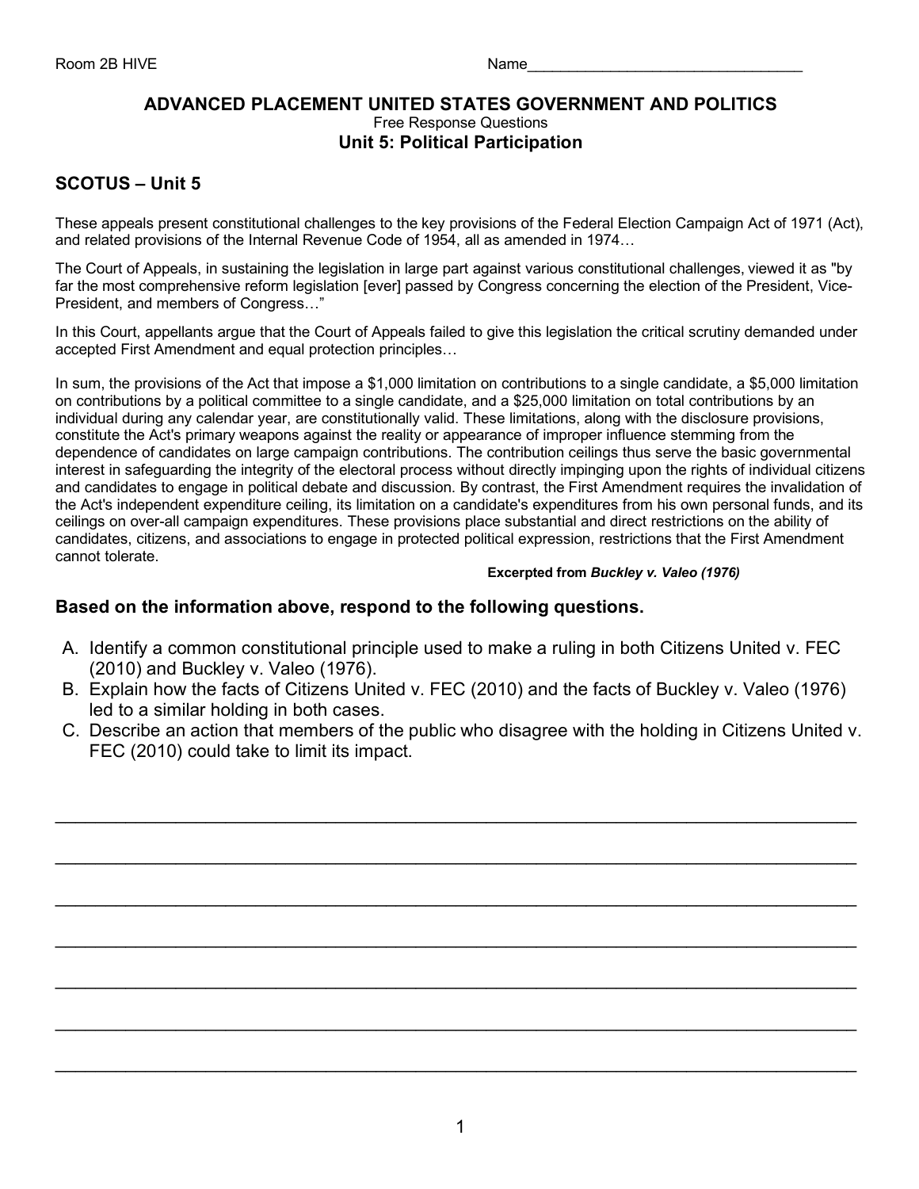Room 2B HIVE Name________________________________

## ADVANCED PLACEMENT UNITED STATES GOVERNMENT AND POLITICS

Free Response Questions

### Unit 5: Political Participation

## SCOTUS – Unit 5

These appeals present constitutional challenges to the key provisions of the Federal Election Campaign Act of 1971 (Act), and related provisions of the Internal Revenue Code of 1954, all as amended in 1974…

The Court of Appeals, in sustaining the legislation in large part against various constitutional challenges, viewed it as "by far the most comprehensive reform legislation [ever] passed by Congress concerning the election of the President, Vice-President, and members of Congress…"

In this Court, appellants argue that the Court of Appeals failed to give this legislation the critical scrutiny demanded under accepted First Amendment and equal protection principles…

In sum, the provisions of the Act that impose a $1,000 limitation on contributions to a single candidate, a $5,000 limitation on contributions by a political committee to a single candidate, and a $25,000 limitation on total contributions by an individual during any calendar year, are constitutionally valid. These limitations, along with the disclosure provisions, constitute the Act's primary weapons against the reality or appearance of improper influence stemming from the dependence of candidates on large campaign contributions. The contribution ceilings thus serve the basic governmental interest in safeguarding the integrity of the electoral process without directly impinging upon the rights of individual citizens and candidates to engage in political debate and discussion. By contrast, the First Amendment requires the invalidation of the Act's independent expenditure ceiling, its limitation on a candidate's expenditures from his own personal funds, and its ceilings on over-all campaign expenditures. These provisions place substantial and direct restrictions on the ability of candidates, citizens, and associations to engage in protected political expression, restrictions that the First Amendment cannot tolerate.

**Excerpted from *Buckley v. Valeo (1976)***

### Based on the information above, respond to the following questions.

A. Identify a common constitutional principle used to make a ruling in both Citizens United v. FEC (2010) and Buckley v. Valeo (1976).
B. Explain how the facts of Citizens United v. FEC (2010) and the facts of Buckley v. Valeo (1976) led to a similar holding in both cases.
C. Describe an action that members of the public who disagree with the holding in Citizens United v. FEC (2010) could take to limit its impact.

_______________________________________________________________________________

_______________________________________________________________________________

_______________________________________________________________________________

_______________________________________________________________________________

_______________________________________________________________________________

_______________________________________________________________________________

_______________________________________________________________________________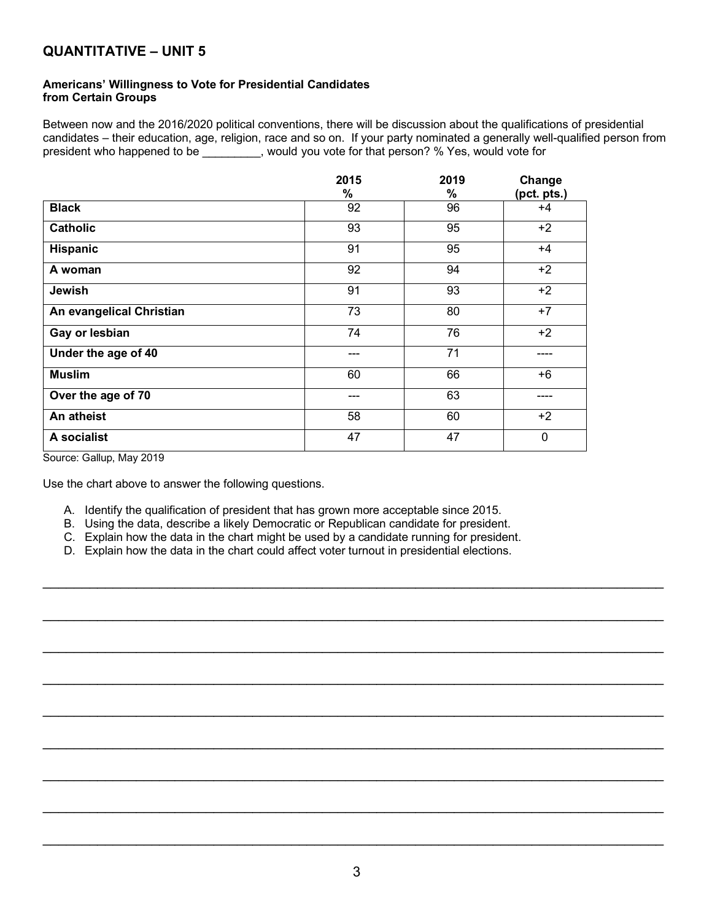## QUANTITATIVE – UNIT 5

**Americans' Willingness to Vote for Presidential Candidates from Certain Groups**

Between now and the 2016/2020 political conventions, there will be discussion about the qualifications of presidential candidates – their education, age, religion, race and so on. If your party nominated a generally well-qualified person from president who happened to be _________, would you vote for that person? % Yes, would vote for

| | 2015 % | 2019 % | Change (pct. pts.) |
|---|---|---|---|
| **Black** | 92 | 96 | +4 |
| **Catholic** | 93 | 95 | +2 |
| **Hispanic** | 91 | 95 | +4 |
| **A woman** | 92 | 94 | +2 |
| **Jewish** | 91 | 93 | +2 |
| **An evangelical Christian** | 73 | 80 | +7 |
| **Gay or lesbian** | 74 | 76 | +2 |
| **Under the age of 40** | --- | 71 | ---- |
| **Muslim** | 60 | 66 | +6 |
| **Over the age of 70** | --- | 63 | ---- |
| **An atheist** | 58 | 60 | +2 |
| **A socialist** | 47 | 47 | 0 |

Source: Gallup, May 2019

Use the chart above to answer the following questions.

A. Identify the qualification of president that has grown more acceptable since 2015.
B. Using the data, describe a likely Democratic or Republican candidate for president.
C. Explain how the data in the chart might be used by a candidate running for president.
D. Explain how the data in the chart could affect voter turnout in presidential elections.

_______________________________________________________________________________

_______________________________________________________________________________

_______________________________________________________________________________

_______________________________________________________________________________

_______________________________________________________________________________

_______________________________________________________________________________

_______________________________________________________________________________

_______________________________________________________________________________

_______________________________________________________________________________